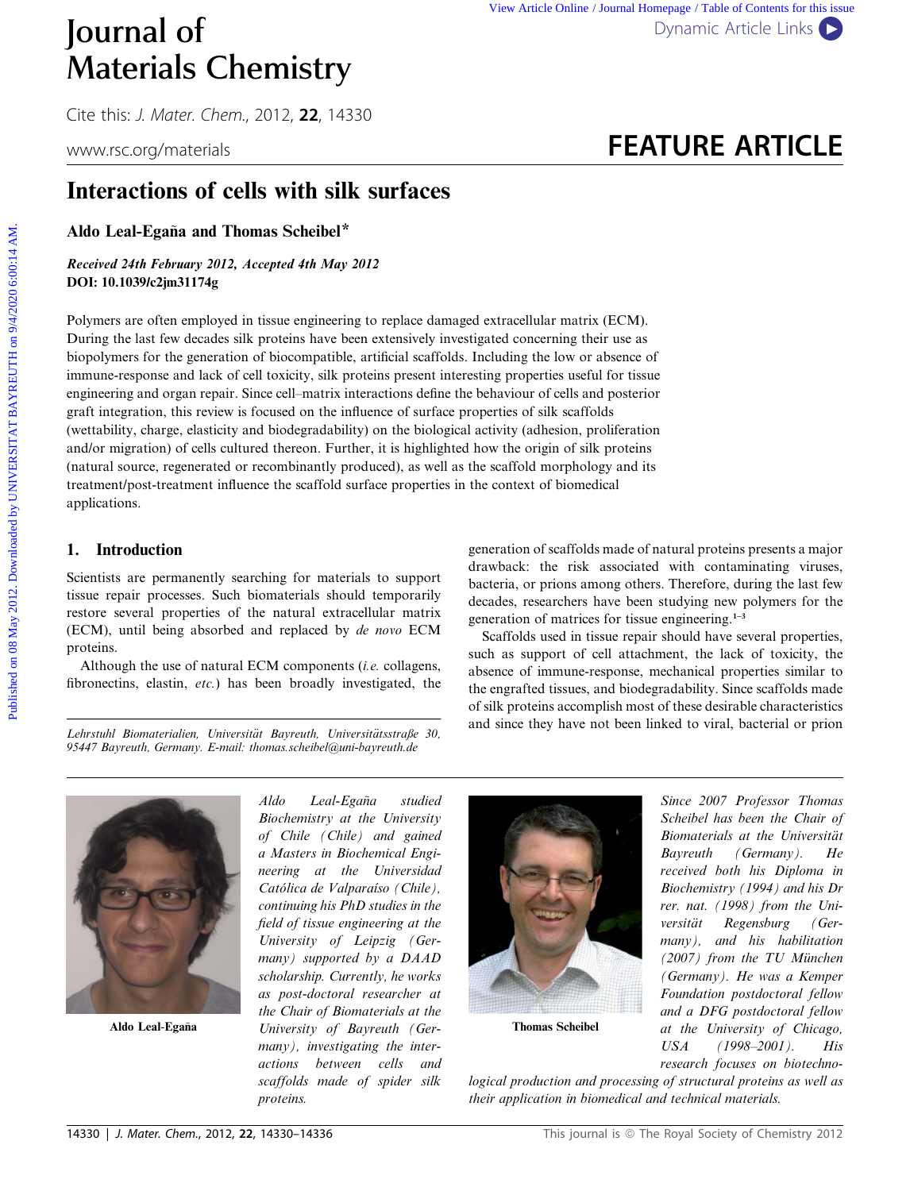# Interactions of cells with silk surfaces

**Aldo Leal-Egaña and Thomas Scheibel***

***Received 24th February 2012, Accepted 4th May 2012***
**DOI: 10.1039/c2jm31174g**

Polymers are often employed in tissue engineering to replace damaged extracellular matrix (ECM). During the last few decades silk proteins have been extensively investigated concerning their use as biopolymers for the generation of biocompatible, artificial scaffolds. Including the low or absence of immune-response and lack of cell toxicity, silk proteins present interesting properties useful for tissue engineering and organ repair. Since cell–matrix interactions define the behaviour of cells and posterior graft integration, this review is focused on the influence of surface properties of silk scaffolds (wettability, charge, elasticity and biodegradability) on the biological activity (adhesion, proliferation and/or migration) of cells cultured thereon. Further, it is highlighted how the origin of silk proteins (natural source, regenerated or recombinantly produced), as well as the scaffold morphology and its treatment/post-treatment influence the scaffold surface properties in the context of biomedical applications.

## 1. Introduction

Scientists are permanently searching for materials to support tissue repair processes. Such biomaterials should temporarily restore several properties of the natural extracellular matrix (ECM), until being absorbed and replaced by *de novo* ECM proteins.

Although the use of natural ECM components (*i.e.* collagens, fibronectins, elastin, *etc.*) has been broadly investigated, the generation of scaffolds made of natural proteins presents a major drawback: the risk associated with contaminating viruses, bacteria, or prions among others. Therefore, during the last few decades, researchers have been studying new polymers for the generation of matrices for tissue engineering.[1–3]

Scaffolds used in tissue repair should have several properties, such as support of cell attachment, the lack of toxicity, the absence of immune-response, mechanical properties similar to the engrafted tissues, and biodegradability. Since scaffolds made of silk proteins accomplish most of these desirable characteristics and since they have not been linked to viral, bacterial or prion

*Lehrstuhl Biomaterialien, Universität Bayreuth, Universitätsstraße 30, 95447 Bayreuth, Germany. E-mail: thomas.scheibel@uni-bayreuth.de*

**Aldo Leal-Egaña**

*Aldo Leal-Egaña studied Biochemistry at the University of Chile (Chile) and gained a Masters in Biochemical Engineering at the Universidad Católica de Valparaíso (Chile), continuing his PhD studies in the field of tissue engineering at the University of Leipzig (Germany) supported by a DAAD scholarship. Currently, he works as post-doctoral researcher at the Chair of Biomaterials at the University of Bayreuth (Germany), investigating the interactions between cells and scaffolds made of spider silk proteins.*

**Thomas Scheibel**

*Since 2007 Professor Thomas Scheibel has been the Chair of Biomaterials at the Universität Bayreuth (Germany). He received both his Diploma in Biochemistry (1994) and his Dr rer. nat. (1998) from the Universität Regensburg (Germany), and his habilitation (2007) from the TU München (Germany). He was a Kemper Foundation postdoctoral fellow and a DFG postdoctoral fellow at the University of Chicago, USA (1998–2001). His research focuses on biotechnological production and processing of structural proteins as well as their application in biomedical and technical materials.*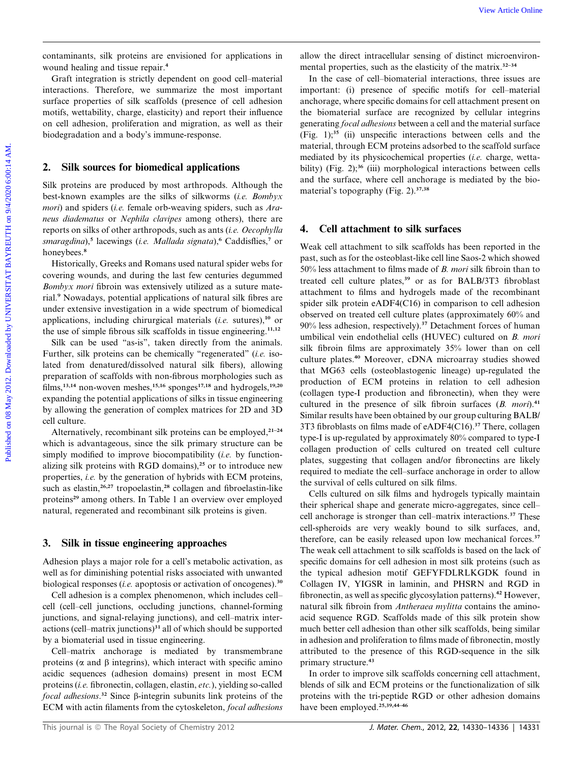contaminants, silk proteins are envisioned for applications in wound healing and tissue repair.[4]

Graft integration is strictly dependent on good cell–material interactions. Therefore, we summarize the most important surface properties of silk scaffolds (presence of cell adhesion motifs, wettability, charge, elasticity) and report their influence on cell adhesion, proliferation and migration, as well as their biodegradation and a body's immune-response.

## 2. Silk sources for biomedical applications

Silk proteins are produced by most arthropods. Although the best-known examples are the silks of silkworms (*i.e. Bombyx mori*) and spiders (*i.e.* female orb-weaving spiders, such as *Araneus diadematus* or *Nephila clavipes* among others), there are reports on silks of other arthropods, such as ants (*i.e. Oecophylla smaragdina*),[5] lacewings (*i.e. Mallada signata*),[6] Caddisflies,[7] or honeybees.[8]

Historically, Greeks and Romans used natural spider webs for covering wounds, and during the last few centuries degummed *Bombyx mori* fibroin was extensively utilized as a suture material.[9] Nowadays, potential applications of natural silk fibres are under extensive investigation in a wide spectrum of biomedical applications, including chirurgical materials (*i.e.* sutures),[10] or the use of simple fibrous silk scaffolds in tissue engineering.[11,12]

Silk can be used "as-is", taken directly from the animals. Further, silk proteins can be chemically "regenerated" (*i.e.* isolated from denatured/dissolved natural silk fibers), allowing preparation of scaffolds with non-fibrous morphologies such as films,[13,14] non-woven meshes,[15,16] sponges[17,18] and hydrogels,[19,20] expanding the potential applications of silks in tissue engineering by allowing the generation of complex matrices for 2D and 3D cell culture.

Alternatively, recombinant silk proteins can be employed,[21–24] which is advantageous, since the silk primary structure can be simply modified to improve biocompatibility (*i.e.* by functionalizing silk proteins with RGD domains),[25] or to introduce new properties, *i.e.* by the generation of hybrids with ECM proteins, such as elastin,[26,27] tropoelastin,[28] collagen and fibroelastin-like proteins[29] among others. In Table 1 an overview over employed natural, regenerated and recombinant silk proteins is given.

## 3. Silk in tissue engineering approaches

Adhesion plays a major role for a cell's metabolic activation, as well as for diminishing potential risks associated with unwanted biological responses (*i.e.* apoptosis or activation of oncogenes).[30]

Cell adhesion is a complex phenomenon, which includes cell–cell (cell–cell junctions, occluding junctions, channel-forming junctions, and signal-relaying junctions), and cell–matrix interactions (cell–matrix junctions)[31] all of which should be supported by a biomaterial used in tissue engineering.

Cell–matrix anchorage is mediated by transmembrane proteins ($\alpha$ and $\beta$ integrins), which interact with specific amino acidic sequences (adhesion domains) present in most ECM proteins (*i.e.* fibronectin, collagen, elastin, *etc.*), yielding so-called *focal adhesions*.[32] Since $\beta$-integrin subunits link proteins of the ECM with actin filaments from the cytoskeleton, *focal adhesions* allow the direct intracellular sensing of distinct microenvironmental properties, such as the elasticity of the matrix.[32–34]

In the case of cell–biomaterial interactions, three issues are important: (i) presence of specific motifs for cell–material anchorage, where specific domains for cell attachment present on the biomaterial surface are recognized by cellular integrins generating *focal adhesions* between a cell and the material surface (Fig. 1);[35] (ii) unspecific interactions between cells and the material, through ECM proteins adsorbed to the scaffold surface mediated by its physicochemical properties (*i.e.* charge, wettability) (Fig. 2);[36] (iii) morphological interactions between cells and the surface, where cell anchorage is mediated by the biomaterial's topography (Fig. 2).[37,38]

## 4. Cell attachment to silk surfaces

Weak cell attachment to silk scaffolds has been reported in the past, such as for the osteoblast-like cell line Saos-2 which showed 50% less attachment to films made of *B. mori* silk fibroin than to treated cell culture plates,[39] or as for BALB/3T3 fibroblast attachment to films and hydrogels made of the recombinant spider silk protein eADF4(C16) in comparison to cell adhesion observed on treated cell culture plates (approximately 60% and 90% less adhesion, respectively).[37] Detachment forces of human umbilical vein endothelial cells (HUVEC) cultured on *B. mori* silk fibroin films are approximately 35% lower than on cell culture plates.[40] Moreover, cDNA microarray studies showed that MG63 cells (osteoblastogenic lineage) up-regulated the production of ECM proteins in relation to cell adhesion (collagen type-I production and fibronectin), when they were cultured in the presence of silk fibroin surfaces (*B. mori*).[41] Similar results have been obtained by our group culturing BALB/3T3 fibroblasts on films made of eADF4(C16).[37] There, collagen type-I is up-regulated by approximately 80% compared to type-I collagen production of cells cultured on treated cell culture plates, suggesting that collagen and/or fibronectins are likely required to mediate the cell–surface anchorage in order to allow the survival of cells cultured on silk films.

Cells cultured on silk films and hydrogels typically maintain their spherical shape and generate micro-aggregates, since cell–cell anchorage is stronger than cell–matrix interactions.[37] These cell-spheroids are very weakly bound to silk surfaces, and, therefore, can be easily released upon low mechanical forces.[37] The weak cell attachment to silk scaffolds is based on the lack of specific domains for cell adhesion in most silk proteins (such as the typical adhesion motif GEFYFDLRLKGDK found in Collagen IV, YIGSR in laminin, and PHSRN and RGD in fibronectin, as well as specific glycosylation patterns).[42] However, natural silk fibroin from *Antheraea mylitta* contains the amino-acid sequence RGD. Scaffolds made of this silk protein show much better cell adhesion than other silk scaffolds, being similar in adhesion and proliferation to films made of fibronectin, mostly attributed to the presence of this RGD-sequence in the silk primary structure.[43]

In order to improve silk scaffolds concerning cell attachment, blends of silk and ECM proteins or the functionalization of silk proteins with the tri-peptide RGD or other adhesion domains have been employed.[25,39,44–46]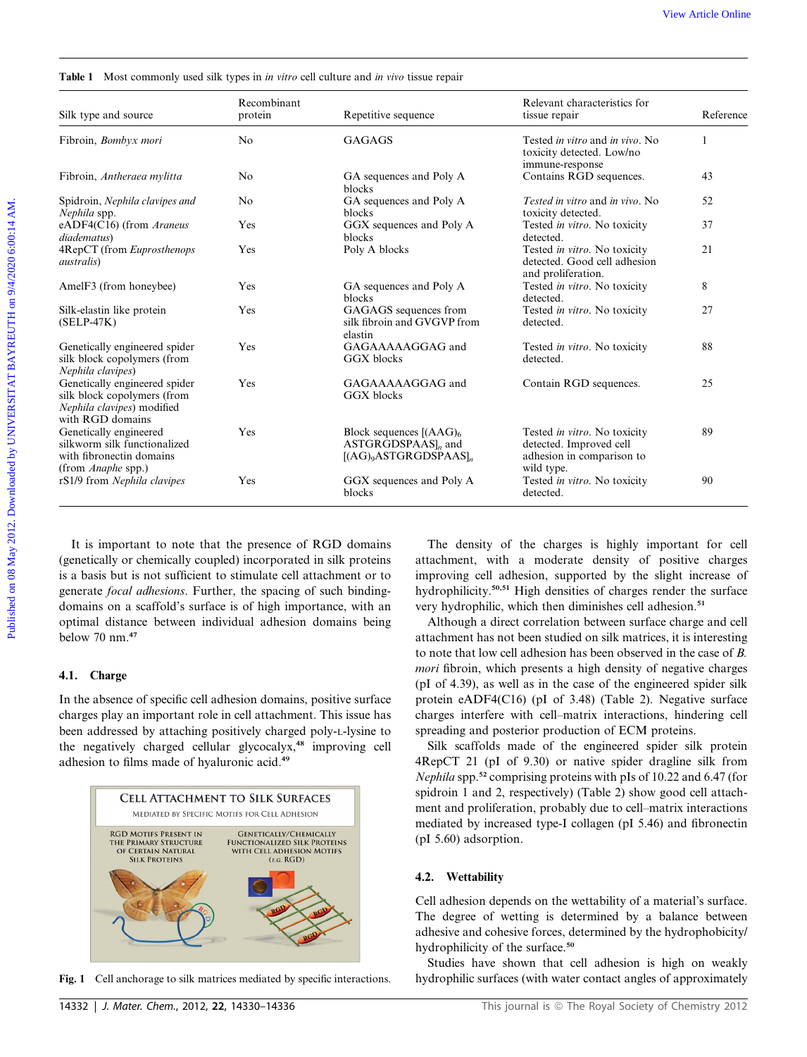**Table 1** Most commonly used silk types in *in vitro* cell culture and *in vivo* tissue repair

| Silk type and source | Recombinant protein | Repetitive sequence | Relevant characteristics for tissue repair | Reference |
|---|---|---|---|---|
| Fibroin, *Bombyx mori* | No | GAGAGS | Tested *in vitro* and *in vivo*. No toxicity detected. Low/no immune-response | 1 |
| Fibroin, *Antheraea mylitta* | No | GA sequences and Poly A blocks | Contains RGD sequences. | 43 |
| Spidroin, *Nephila clavipes and Nephila* spp. | No | GA sequences and Poly A blocks | *Tested in vitro* and *in vivo*. No toxicity detected. | 52 |
| eADF4(C16) (from *Araneus diadematus*) | Yes | GGX sequences and Poly A blocks | Tested *in vitro*. No toxicity detected. | 37 |
| 4RepCT (from *Euprosthenops australis*) | Yes | Poly A blocks | Tested *in vitro*. No toxicity detected. Good cell adhesion and proliferation. | 21 |
| AmelF3 (from honeybee) | Yes | GA sequences and Poly A blocks | Tested *in vitro*. No toxicity detected. | 8 |
| Silk-elastin like protein (SELP-47K) | Yes | GAGAGS sequences from silk fibroin and GVGVP from elastin | Tested *in vitro*. No toxicity detected. | 27 |
| Genetically engineered spider silk block copolymers (from *Nephila clavipes*) | Yes | GAGAAAAAGGAG and GGX blocks | Tested *in vitro*. No toxicity detected. | 88 |
| Genetically engineered spider silk block copolymers (from *Nephila clavipes*) modified with RGD domains | Yes | GAGAAAAAGGAG and GGX blocks | Contain RGD sequences. | 25 |
| Genetically engineered silkworm silk functionalized with fibronectin domains (from *Anaphe* spp.) | Yes | Block sequences $[(AAG)_6$ ASTGRGDSPAAS$]_n$ and $[(AG)_9$ASTGRGDSPAAS$]_n$ | Tested *in vitro*. No toxicity detected. Improved cell adhesion in comparison to wild type. | 89 |
| rS1/9 from *Nephila clavipes* | Yes | GGX sequences and Poly A blocks | Tested *in vitro*. No toxicity detected. | 90 |

It is important to note that the presence of RGD domains (genetically or chemically coupled) incorporated in silk proteins is a basis but is not sufficient to stimulate cell attachment or to generate *focal adhesions*. Further, the spacing of such binding-domains on a scaffold's surface is of high importance, with an optimal distance between individual adhesion domains being below 70 nm.[47]

### 4.1. Charge

In the absence of specific cell adhesion domains, positive surface charges play an important role in cell attachment. This issue has been addressed by attaching positively charged poly-L-lysine to the negatively charged cellular glycocalyx,[48] improving cell adhesion to films made of hyaluronic acid.[49]

Fig. 1 Cell anchorage to silk matrices mediated by specific interactions.

The density of the charges is highly important for cell attachment, with a moderate density of positive charges improving cell adhesion, supported by the slight increase of hydrophilicity.[50,51] High densities of charges render the surface very hydrophilic, which then diminishes cell adhesion.[51]

Although a direct correlation between surface charge and cell attachment has not been studied on silk matrices, it is interesting to note that low cell adhesion has been observed in the case of *B. mori* fibroin, which presents a high density of negative charges (pI of 4.39), as well as in the case of the engineered spider silk protein eADF4(C16) (pI of 3.48) (Table 2). Negative surface charges interfere with cell–matrix interactions, hindering cell spreading and posterior production of ECM proteins.

Silk scaffolds made of the engineered spider silk protein 4RepCT 21 (pI of 9.30) or native spider dragline silk from *Nephila* spp.[52] comprising proteins with pIs of 10.22 and 6.47 (for spidroin 1 and 2, respectively) (Table 2) show good cell attachment and proliferation, probably due to cell–matrix interactions mediated by increased type-I collagen (pI 5.46) and fibronectin (pI 5.60) adsorption.

### 4.2. Wettability

Cell adhesion depends on the wettability of a material's surface. The degree of wetting is determined by a balance between adhesive and cohesive forces, determined by the hydrophobicity/hydrophilicity of the surface.[50]

Studies have shown that cell adhesion is high on weakly hydrophilic surfaces (with water contact angles of approximately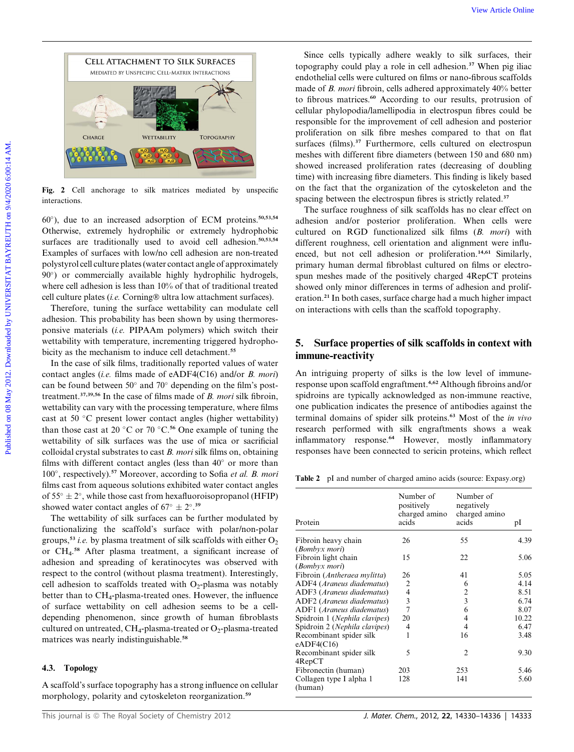Fig. 2 Cell anchorage to silk matrices mediated by unspecific interactions.

60°), due to an increased adsorption of ECM proteins.[50,53,54] Otherwise, extremely hydrophilic or extremely hydrophobic surfaces are traditionally used to avoid cell adhesion.[50,53,54] Examples of surfaces with low/no cell adhesion are non-treated polystyrol cell culture plates (water contact angle of approximately 90°) or commercially available highly hydrophilic hydrogels, where cell adhesion is less than 10% of that of traditional treated cell culture plates (*i.e.* Corning® ultra low attachment surfaces).

Therefore, tuning the surface wettability can modulate cell adhesion. This probability has been shown by using thermoresponsive materials (*i.e.* PIPAAm polymers) which switch their wettability with temperature, incrementing triggered hydrophobicity as the mechanism to induce cell detachment.[55]

In the case of silk films, traditionally reported values of water contact angles (*i.e.* films made of eADF4(C16) and/or *B. mori*) can be found between 50° and 70° depending on the film's post-treatment.[37,39,56] In the case of films made of *B. mori* silk fibroin, wettability can vary with the processing temperature, where films cast at 50 °C present lower contact angles (higher wettability) than those cast at 20 °C or 70 °C.[56] One example of tuning the wettability of silk surfaces was the use of mica or sacrificial colloidal crystal substrates to cast *B. mori* silk films on, obtaining films with different contact angles (less than 40° or more than 100°, respectively).[57] Moreover, according to Sofia *et al.* *B. mori* films cast from aqueous solutions exhibited water contact angles of 55° ± 2°, while those cast from hexafluoroisopropanol (HFIP) showed water contact angles of 67° ± 2°.[39]

The wettability of silk surfaces can be further modulated by functionalizing the scaffold's surface with polar/non-polar groups,[53] *i.e.* by plasma treatment of silk scaffolds with either $O_2$ or $CH_4$.[58] After plasma treatment, a significant increase of adhesion and spreading of keratinocytes was observed with respect to the control (without plasma treatment). Interestingly, cell adhesion to scaffolds treated with $O_2$-plasma was notably better than to $CH_4$-plasma-treated ones. However, the influence of surface wettability on cell adhesion seems to be a cell-depending phenomenon, since growth of human fibroblasts cultured on untreated, $CH_4$-plasma-treated or $O_2$-plasma-treated matrices was nearly indistinguishable.[58]

### 4.3. Topology

A scaffold's surface topography has a strong influence on cellular morphology, polarity and cytoskeleton reorganization.[59]

Since cells typically adhere weakly to silk surfaces, their topography could play a role in cell adhesion.[37] When pig iliac endothelial cells were cultured on films or nano-fibrous scaffolds made of *B. mori* fibroin, cells adhered approximately 40% better to fibrous matrices.[60] According to our results, protrusion of cellular phylopodia/lamellipodia in electrospun fibres could be responsible for the improvement of cell adhesion and posterior proliferation on silk fibre meshes compared to that on flat surfaces (films).[37] Furthermore, cells cultured on electrospun meshes with different fibre diameters (between 150 and 680 nm) showed increased proliferation rates (decreasing of doubling time) with increasing fibre diameters. This finding is likely based on the fact that the organization of the cytoskeleton and the spacing between the electrospun fibres is strictly related.[37]

The surface roughness of silk scaffolds has no clear effect on adhesion and/or posterior proliferation. When cells were cultured on RGD functionalized silk films (*B. mori*) with different roughness, cell orientation and alignment were influenced, but not cell adhesion or proliferation.[14,61] Similarly, primary human dermal fibroblast cultured on films or electrospun meshes made of the positively charged 4RepCT proteins showed only minor differences in terms of adhesion and proliferation.[21] In both cases, surface charge had a much higher impact on interactions with cells than the scaffold topography.

## 5. Surface properties of silk scaffolds in context with immune-reactivity

An intriguing property of silks is the low level of immune-response upon scaffold engraftment.[4,62] Although fibroins and/or spidroins are typically acknowledged as non-immune reactive, one publication indicates the presence of antibodies against the terminal domains of spider silk proteins.[63] Most of the *in vivo* research performed with silk engraftments shows a weak inflammatory response.[64] However, mostly inflammatory responses have been connected to sericin proteins, which reflect

**Table 2** pI and number of charged amino acids (source: Expasy.org)

| Protein | Number of positively charged amino acids | Number of negatively charged amino acids | pI |
|---|---|---|---|
| Fibroin heavy chain (*Bombyx mori*) | 26 | 55 | 4.39 |
| Fibroin light chain (*Bombyx mori*) | 15 | 22 | 5.06 |
| Fibroin (*Antheraea mylitta*) | 26 | 41 | 5.05 |
| ADF4 (*Araneus diadematus*) | 2 | 6 | 4.14 |
| ADF3 (*Araneus diadematus*) | 4 | 2 | 8.51 |
| ADF2 (*Araneus diadematus*) | 3 | 3 | 6.74 |
| ADF1 (*Araneus diadematus*) | 7 | 6 | 8.07 |
| Spidroin 1 (*Nephila clavipes*) | 20 | 4 | 10.22 |
| Spidroin 2 (*Nephila clavipes*) | 4 | 4 | 6.47 |
| Recombinant spider silk eADF4(C16) | 1 | 16 | 3.48 |
| Recombinant spider silk 4RepCT | 5 | 2 | 9.30 |
| Fibronectin (human) | 203 | 253 | 5.46 |
| Collagen type I alpha 1 (human) | 128 | 141 | 5.60 |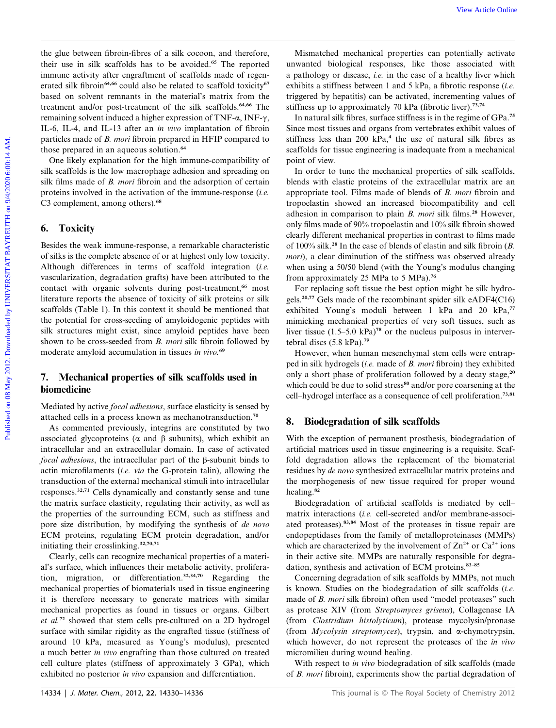the glue between fibroin-fibres of a silk cocoon, and therefore, their use in silk scaffolds has to be avoided.[65] The reported immune activity after engraftment of scaffolds made of regenerated silk fibroin[64,66] could also be related to scaffold toxicity[67] based on solvent remnants in the material's matrix from the treatment and/or post-treatment of the silk scaffolds.[64,66] The remaining solvent induced a higher expression of TNF-α, INF-γ, IL-6, IL-4, and IL-13 after an *in vivo* implantation of fibroin particles made of *B. mori* fibroin prepared in HFIP compared to those prepared in an aqueous solution.[64]

One likely explanation for the high immune-compatibility of silk scaffolds is the low macrophage adhesion and spreading on silk films made of *B. mori* fibroin and the adsorption of certain proteins involved in the activation of the immune-response (*i.e.* C3 complement, among others).[68]

## 6. Toxicity

Besides the weak immune-response, a remarkable characteristic of silks is the complete absence of or at highest only low toxicity. Although differences in terms of scaffold integration (*i.e.* vascularization, degradation grafts) have been attributed to the contact with organic solvents during post-treatment,[66] most literature reports the absence of toxicity of silk proteins or silk scaffolds (Table 1). In this context it should be mentioned that the potential for cross-seeding of amyloidogenic peptides with silk structures might exist, since amyloid peptides have been shown to be cross-seeded from *B. mori* silk fibroin followed by moderate amyloid accumulation in tissues *in vivo*.[69]

## 7. Mechanical properties of silk scaffolds used in biomedicine

Mediated by active *focal adhesions*, surface elasticity is sensed by attached cells in a process known as mechanotransduction.[70]

As commented previously, integrins are constituted by two associated glycoproteins (α and β subunits), which exhibit an intracellular and an extracellular domain. In case of activated *focal adhesions*, the intracellular part of the β-subunit binds to actin microfilaments (*i.e. via* the G-protein talin), allowing the transduction of the external mechanical stimuli into intracellular responses.[32,71] Cells dynamically and constantly sense and tune the matrix surface elasticity, regulating their activity, as well as the properties of the surrounding ECM, such as stiffness and pore size distribution, by modifying the synthesis of *de novo* ECM proteins, regulating ECM protein degradation, and/or initiating their crosslinking.[32,70,71]

Clearly, cells can recognize mechanical properties of a material's surface, which influences their metabolic activity, proliferation, migration, or differentiation.[32,34,70] Regarding the mechanical properties of biomaterials used in tissue engineering it is therefore necessary to generate matrices with similar mechanical properties as found in tissues or organs. Gilbert *et al.*[72] showed that stem cells pre-cultured on a 2D hydrogel surface with similar rigidity as the engrafted tissue (stiffness of around 10 kPa, measured as Young's modulus), presented a much better *in vivo* engrafting than those cultured on treated cell culture plates (stiffness of approximately 3 GPa), which exhibited no posterior *in vivo* expansion and differentiation.

Mismatched mechanical properties can potentially activate unwanted biological responses, like those associated with a pathology or disease, *i.e.* in the case of a healthy liver which exhibits a stiffness between 1 and 5 kPa, a fibrotic response (*i.e.* triggered by hepatitis) can be activated, incrementing values of stiffness up to approximately 70 kPa (fibrotic liver).[73,74]

In natural silk fibres, surface stiffness is in the regime of GPa.[75] Since most tissues and organs from vertebrates exhibit values of stiffness less than 200 kPa,[4] the use of natural silk fibres as scaffolds for tissue engineering is inadequate from a mechanical point of view.

In order to tune the mechanical properties of silk scaffolds, blends with elastic proteins of the extracellular matrix are an appropriate tool. Films made of blends of *B. mori* fibroin and tropoelastin showed an increased biocompatibility and cell adhesion in comparison to plain *B. mori* silk films.[28] However, only films made of 90% tropoelastin and 10% silk fibroin showed clearly different mechanical properties in contrast to films made of 100% silk.[28] In the case of blends of elastin and silk fibroin (*B. mori*), a clear diminution of the stiffness was observed already when using a 50/50 blend (with the Young's modulus changing from approximately 25 MPa to 5 MPa).[76]

For replacing soft tissue the best option might be silk hydrogels.[20,77] Gels made of the recombinant spider silk eADF4(C16) exhibited Young's moduli between 1 kPa and 20 kPa,[77] mimicking mechanical properties of very soft tissues, such as liver tissue (1.5–5.0 kPa)[78] or the nucleus pulposus in intervertebral discs (5.8 kPa).[79]

However, when human mesenchymal stem cells were entrapped in silk hydrogels (*i.e.* made of *B. mori* fibroin) they exhibited only a short phase of proliferation followed by a decay stage,[20] which could be due to solid stress[80] and/or pore coarsening at the cell–hydrogel interface as a consequence of cell proliferation.[73,81]

## 8. Biodegradation of silk scaffolds

With the exception of permanent prosthesis, biodegradation of artificial matrices used in tissue engineering is a requisite. Scaffold degradation allows the replacement of the biomaterial residues by *de novo* synthesized extracellular matrix proteins and the morphogenesis of new tissue required for proper wound healing.[82]

Biodegradation of artificial scaffolds is mediated by cell–matrix interactions (*i.e.* cell-secreted and/or membrane-associated proteases).[83,84] Most of the proteases in tissue repair are endopeptidases from the family of metalloproteinases (MMPs) which are characterized by the involvement of $Zn^{2+}$ or $Ca^{2+}$ ions in their active site. MMPs are naturally responsible for degradation, synthesis and activation of ECM proteins.[83–85]

Concerning degradation of silk scaffolds by MMPs, not much is known. Studies on the biodegradation of silk scaffolds (*i.e.* made of *B. mori* silk fibroin) often used "model proteases" such as protease XIV (from *Streptomyces griseus*), Collagenase IA (from *Clostridium histolyticum*), protease mycolysin/pronase (from *Mycolysin streptomyces*), trypsin, and α-chymotrypsin, which however, do not represent the proteases of the *in vivo* micromilieu during wound healing.

With respect to *in vivo* biodegradation of silk scaffolds (made of *B. mori* fibroin), experiments show the partial degradation of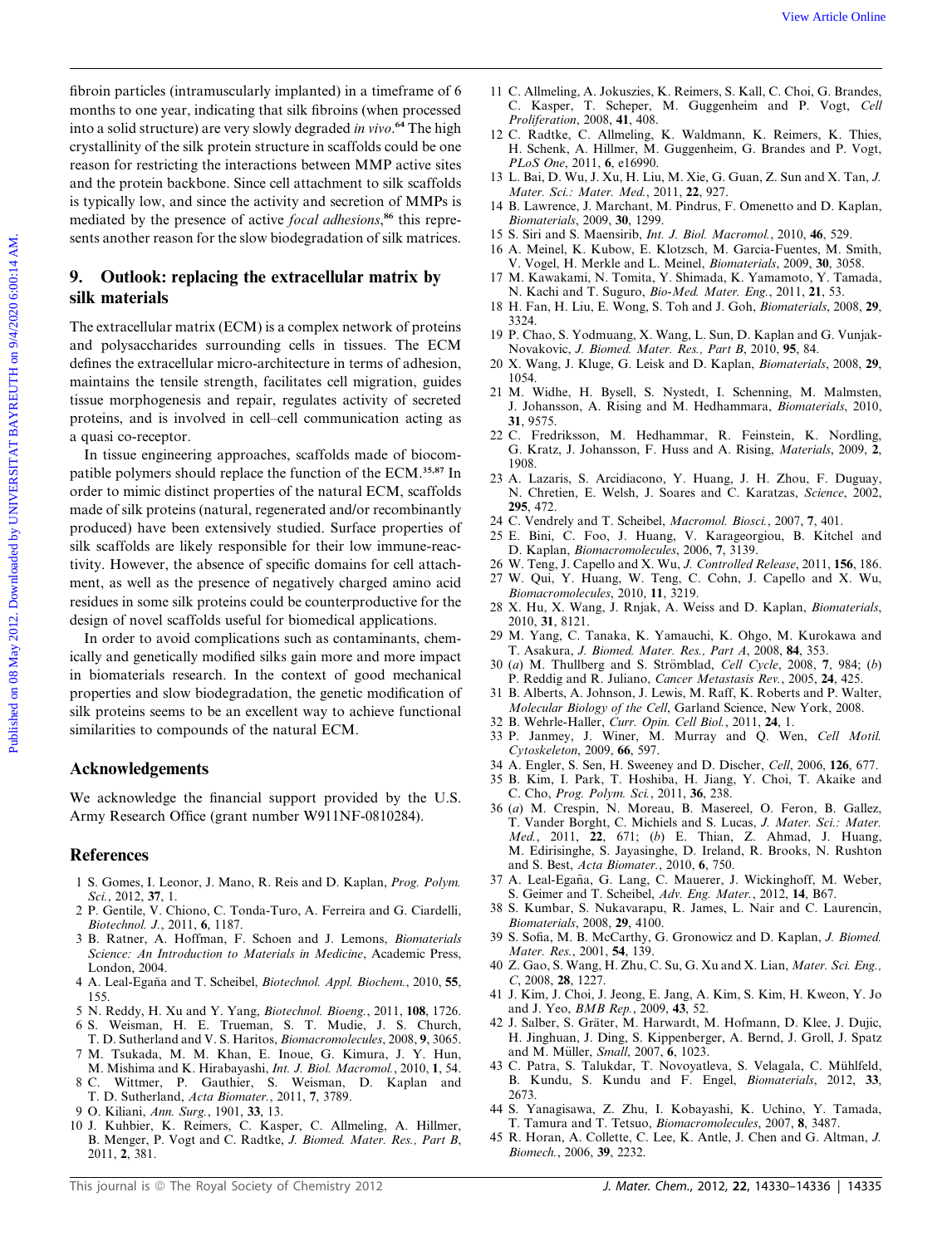fibroin particles (intramuscularly implanted) in a timeframe of 6 months to one year, indicating that silk fibroins (when processed into a solid structure) are very slowly degraded *in vivo*.[64] The high crystallinity of the silk protein structure in scaffolds could be one reason for restricting the interactions between MMP active sites and the protein backbone. Since cell attachment to silk scaffolds is typically low, and since the activity and secretion of MMPs is mediated by the presence of active *focal adhesions*,[86] this represents another reason for the slow biodegradation of silk matrices.

## 9. Outlook: replacing the extracellular matrix by silk materials

The extracellular matrix (ECM) is a complex network of proteins and polysaccharides surrounding cells in tissues. The ECM defines the extracellular micro-architecture in terms of adhesion, maintains the tensile strength, facilitates cell migration, guides tissue morphogenesis and repair, regulates activity of secreted proteins, and is involved in cell–cell communication acting as a quasi co-receptor.

In tissue engineering approaches, scaffolds made of biocompatible polymers should replace the function of the ECM.[35,87] In order to mimic distinct properties of the natural ECM, scaffolds made of silk proteins (natural, regenerated and/or recombinantly produced) have been extensively studied. Surface properties of silk scaffolds are likely responsible for their low immune-reactivity. However, the absence of specific domains for cell attachment, as well as the presence of negatively charged amino acid residues in some silk proteins could be counterproductive for the design of novel scaffolds useful for biomedical applications.

In order to avoid complications such as contaminants, chemically and genetically modified silks gain more and more impact in biomaterials research. In the context of good mechanical properties and slow biodegradation, the genetic modification of silk proteins seems to be an excellent way to achieve functional similarities to compounds of the natural ECM.

## Acknowledgements

We acknowledge the financial support provided by the U.S. Army Research Office (grant number W911NF-0810284).

## References

1 S. Gomes, I. Leonor, J. Mano, R. Reis and D. Kaplan, *Prog. Polym. Sci.*, 2012, **37**, 1.
2 P. Gentile, V. Chiono, C. Tonda-Turo, A. Ferreira and G. Ciardelli, *Biotechnol. J.*, 2011, **6**, 1187.
3 B. Ratner, A. Hoffman, F. Schoen and J. Lemons, *Biomaterials Science: An Introduction to Materials in Medicine*, Academic Press, London, 2004.
4 A. Leal-Egaña and T. Scheibel, *Biotechnol. Appl. Biochem.*, 2010, **55**, 155.
5 N. Reddy, H. Xu and Y. Yang, *Biotechnol. Bioeng.*, 2011, **108**, 1726.
6 S. Weisman, H. E. Trueman, S. T. Mudie, J. S. Church, T. D. Sutherland and V. S. Haritos, *Biomacromolecules*, 2008, **9**, 3065.
7 M. Tsukada, M. M. Khan, E. Inoue, G. Kimura, J. Y. Hun, M. Mishima and K. Hirabayashi, *Int. J. Biol. Macromol.*, 2010, **1**, 54.
8 C. Wittmer, P. Gauthier, S. Weisman, D. Kaplan and T. D. Sutherland, *Acta Biomater.*, 2011, **7**, 3789.
9 O. Kiliani, *Ann. Surg.*, 1901, **33**, 13.
10 J. Kuhbier, K. Reimers, C. Kasper, C. Allmeling, A. Hillmer, B. Menger, P. Vogt and C. Radtke, *J. Biomed. Mater. Res., Part B*, 2011, **2**, 381.
11 C. Allmeling, A. Jokuszies, K. Reimers, S. Kall, C. Choi, G. Brandes, C. Kasper, T. Scheper, M. Guggenheim and P. Vogt, *Cell Proliferation*, 2008, **41**, 408.
12 C. Radtke, C. Allmeling, K. Waldmann, K. Reimers, K. Thies, H. Schenk, A. Hillmer, M. Guggenheim, G. Brandes and P. Vogt, *PLoS One*, 2011, **6**, e16990.
13 L. Bai, D. Wu, J. Xu, H. Liu, M. Xie, G. Guan, Z. Sun and X. Tan, *J. Mater. Sci.: Mater. Med.*, 2011, **22**, 927.
14 B. Lawrence, J. Marchant, M. Pindrus, F. Omenetto and D. Kaplan, *Biomaterials*, 2009, **30**, 1299.
15 S. Siri and S. Maensiri, *Int. J. Biol. Macromol.*, 2010, **46**, 529.
16 A. Meinel, K. Kubow, E. Klotzsch, M. Garcia-Fuentes, M. Smith, V. Vogel, H. Merkle and L. Meinel, *Biomaterials*, 2009, **30**, 3058.
17 M. Kawakami, N. Tomita, Y. Shimada, K. Yamamoto, Y. Tamada, N. Kachi and T. Suguro, *Bio-Med. Mater. Eng.*, 2011, **21**, 53.
18 H. Fan, H. Liu, E. Wong, S. Toh and J. Goh, *Biomaterials*, 2008, **29**, 3324.
19 P. Chao, S. Yodmuang, X. Wang, L. Sun, D. Kaplan and G. Vunjak-Novakovic, *J. Biomed. Mater. Res., Part B*, 2010, **95**, 84.
20 X. Wang, J. Kluge, G. Leisk and D. Kaplan, *Biomaterials*, 2008, **29**, 1054.
21 M. Widhe, H. Bysell, S. Nystedt, I. Schenning, M. Malmsten, J. Johansson, A. Rising and M. Hedhammara, *Biomaterials*, 2010, **31**, 9575.
22 C. Fredriksson, M. Hedhammar, R. Feinstein, K. Nordling, G. Kratz, J. Johansson, F. Huss and A. Rising, *Materials*, 2009, **2**, 1908.
23 A. Lazaris, S. Arcidiacono, Y. Huang, J. H. Zhou, F. Duguay, N. Chretien, E. Welsh, J. Soares and C. Karatzas, *Science*, 2002, **295**, 472.
24 C. Vendrely and T. Scheibel, *Macromol. Biosci.*, 2007, **7**, 401.
25 E. Bini, C. Foo, J. Huang, V. Karageorgiou, B. Kitchel and D. Kaplan, *Biomacromolecules*, 2006, **7**, 3139.
26 W. Teng, J. Capello and X. Wu, *J. Controlled Release*, 2011, **156**, 186.
27 W. Qui, Y. Huang, W. Teng, C. Cohn, J. Capello and X. Wu, *Biomacromolecules*, 2010, **11**, 3219.
28 X. Hu, X. Wang, J. Rnjak, A. Weiss and D. Kaplan, *Biomaterials*, 2010, **31**, 8121.
29 M. Yang, C. Tanaka, K. Yamauchi, K. Ohgo, M. Kurokawa and T. Asakura, *J. Biomed. Mater. Res., Part A*, 2008, **84**, 353.
30 (*a*) M. Thullberg and S. Strömblad, *Cell Cycle*, 2008, **7**, 984; (*b*) P. Reddig and R. Juliano, *Cancer Metastasis Rev.*, 2005, **24**, 425.
31 B. Alberts, A. Johnson, J. Lewis, M. Raff, K. Roberts and P. Walter, *Molecular Biology of the Cell*, Garland Science, New York, 2008.
32 B. Wehrle-Haller, *Curr. Opin. Cell Biol.*, 2011, **24**, 1.
33 P. Janmey, J. Winer, M. Murray and Q. Wen, *Cell Motil. Cytoskeleton*, 2009, **66**, 597.
34 A. Engler, S. Sen, H. Sweeney and D. Discher, *Cell*, 2006, **126**, 677.
35 B. Kim, I. Park, T. Hoshiba, H. Jiang, Y. Choi, T. Akaike and C. Cho, *Prog. Polym. Sci.*, 2011, **36**, 238.
36 (*a*) M. Crespin, N. Moreau, B. Masereel, O. Feron, B. Gallez, T. Vander Borght, C. Michiels and S. Lucas, *J. Mater. Sci.: Mater. Med.*, 2011, **22**, 671; (*b*) E. Thian, Z. Ahmad, J. Huang, M. Edirisinghe, S. Jayasinghe, D. Ireland, R. Brooks, N. Rushton and S. Best, *Acta Biomater.*, 2010, **6**, 750.
37 A. Leal-Egaña, G. Lang, C. Mauerer, J. Wickinghoff, M. Weber, S. Geimer and T. Scheibel, *Adv. Eng. Mater.*, 2012, **14**, B67.
38 S. Kumbar, S. Nukavarapu, R. James, L. Nair and C. Laurencin, *Biomaterials*, 2008, **29**, 4100.
39 S. Sofia, M. B. McCarthy, G. Gronowicz and D. Kaplan, *J. Biomed. Mater. Res.*, 2001, **54**, 139.
40 Z. Gao, S. Wang, H. Zhu, C. Su, G. Xu and X. Lian, *Mater. Sci. Eng., C*, 2008, **28**, 1227.
41 J. Kim, J. Choi, J. Jeong, E. Jang, A. Kim, S. Kim, H. Kweon, Y. Jo and J. Yeo, *BMB Rep.*, 2009, **43**, 52.
42 J. Salber, S. Gräter, M. Harwardt, M. Hofmann, D. Klee, J. Dujic, H. Jinghuan, J. Ding, S. Kippenberger, A. Bernd, J. Groll, J. Spatz and M. Müller, *Small*, 2007, **6**, 1023.
43 C. Patra, S. Talukdar, T. Novoyatleva, S. Velagala, C. Mühlfeld, B. Kundu, S. Kundu and F. Engel, *Biomaterials*, 2012, **33**, 2673.
44 S. Yanagisawa, Z. Zhu, I. Kobayashi, K. Uchino, Y. Tamada, T. Tamura and T. Tetsuo, *Biomacromolecules*, 2007, **8**, 3487.
45 R. Horan, A. Collette, C. Lee, K. Antle, J. Chen and G. Altman, *J. Biomech.*, 2006, **39**, 2232.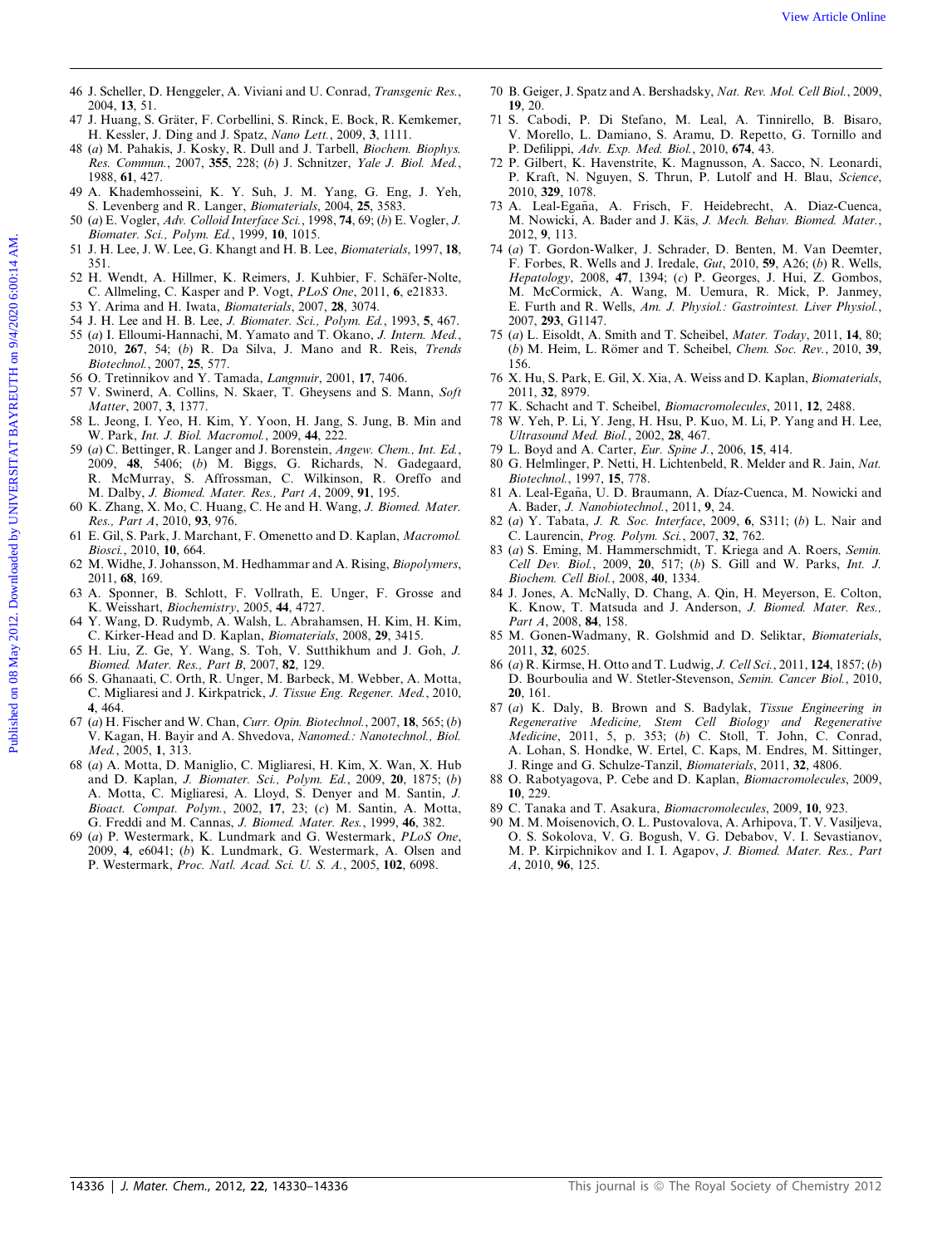46 J. Scheller, D. Henggeler, A. Viviani and U. Conrad, *Transgenic Res.*, 2004, **13**, 51.

47 J. Huang, S. Gräter, F. Corbellini, S. Rinck, E. Bock, R. Kemkemer, H. Kessler, J. Ding and J. Spatz, *Nano Lett.*, 2009, **3**, 1111.

48 (*a*) M. Pahakis, J. Kosky, R. Dull and J. Tarbell, *Biochem. Biophys. Res. Commun.*, 2007, **355**, 228; (*b*) J. Schnitzer, *Yale J. Biol. Med.*, 1988, **61**, 427.

49 A. Khademhosseini, K. Y. Suh, J. M. Yang, G. Eng, J. Yeh, S. Levenberg and R. Langer, *Biomaterials*, 2004, **25**, 3583.

50 (*a*) E. Vogler, *Adv. Colloid Interface Sci.*, 1998, **74**, 69; (*b*) E. Vogler, *J. Biomater. Sci., Polym. Ed.*, 1999, **10**, 1015.

51 J. H. Lee, J. W. Lee, G. Khangt and H. B. Lee, *Biomaterials*, 1997, **18**, 351.

52 H. Wendt, A. Hillmer, K. Reimers, J. Kuhbier, F. Schäfer-Nolte, C. Allmeling, C. Kasper and P. Vogt, *PLoS One*, 2011, **6**, e21833.

53 Y. Arima and H. Iwata, *Biomaterials*, 2007, **28**, 3074.

54 J. H. Lee and H. B. Lee, *J. Biomater. Sci., Polym. Ed.*, 1993, **5**, 467.

55 (*a*) I. Elloumi-Hannachi, M. Yamato and T. Okano, *J. Intern. Med.*, 2010, **267**, 54; (*b*) R. Da Silva, J. Mano and R. Reis, *Trends Biotechnol.*, 2007, **25**, 577.

56 O. Tretinnikov and Y. Tamada, *Langmuir*, 2001, **17**, 7406.

57 V. Swinerd, A. Collins, N. Skaer, T. Gheysens and S. Mann, *Soft Matter*, 2007, **3**, 1377.

58 L. Jeong, I. Yeo, H. Kim, Y. Yoon, H. Jang, S. Jung, B. Min and W. Park, *Int. J. Biol. Macromol.*, 2009, **44**, 222.

59 (*a*) C. Bettinger, R. Langer and J. Borenstein, *Angew. Chem., Int. Ed.*, 2009, **48**, 5406; (*b*) M. Biggs, G. Richards, N. Gadegaard, R. McMurray, S. Affrossman, C. Wilkinson, R. Oreffo and M. Dalby, *J. Biomed. Mater. Res., Part A*, 2009, **91**, 195.

60 K. Zhang, X. Mo, C. Huang, C. He and H. Wang, *J. Biomed. Mater. Res., Part A*, 2010, **93**, 976.

61 E. Gil, S. Park, J. Marchant, F. Omenetto and D. Kaplan, *Macromol. Biosci.*, 2010, **10**, 664.

62 M. Widhe, J. Johansson, M. Hedhammar and A. Rising, *Biopolymers*, 2011, **68**, 169.

63 A. Sponner, B. Schlott, F. Vollrath, E. Unger, F. Grosse and K. Weisshart, *Biochemistry*, 2005, **44**, 4727.

64 Y. Wang, D. Rudymb, A. Walsh, L. Abrahamsen, H. Kim, H. Kim, C. Kirker-Head and D. Kaplan, *Biomaterials*, 2008, **29**, 3415.

65 H. Liu, Z. Ge, Y. Wang, S. Toh, V. Sutthikhum and J. Goh, *J. Biomed. Mater. Res., Part B*, 2007, **82**, 129.

66 S. Ghanaati, C. Orth, R. Unger, M. Barbeck, M. Webber, A. Motta, C. Migliaresi and J. Kirkpatrick, *J. Tissue Eng. Regener. Med.*, 2010, **4**, 464.

67 (*a*) H. Fischer and W. Chan, *Curr. Opin. Biotechnol.*, 2007, **18**, 565; (*b*) V. Kagan, H. Bayir and A. Shvedova, *Nanomed.: Nanotechnol., Biol. Med.*, 2005, **1**, 313.

68 (*a*) A. Motta, D. Maniglio, C. Migliaresi, H. Kim, X. Wan, X. Hub and D. Kaplan, *J. Biomater. Sci., Polym. Ed.*, 2009, **20**, 1875; (*b*) A. Motta, C. Migliaresi, A. Lloyd, S. Denyer and M. Santin, *J. Bioact. Compat. Polym.*, 2002, **17**, 23; (*c*) M. Santin, A. Motta, G. Freddi and M. Cannas, *J. Biomed. Mater. Res.*, 1999, **46**, 382.

69 (*a*) P. Westermark, K. Lundmark and G. Westermark, *PLoS One*, 2009, **4**, e6041; (*b*) K. Lundmark, G. Westermark, A. Olsen and P. Westermark, *Proc. Natl. Acad. Sci. U. S. A.*, 2005, **102**, 6098.

70 B. Geiger, J. Spatz and A. Bershadsky, *Nat. Rev. Mol. Cell Biol.*, 2009, **19**, 20.

71 S. Cabodi, P. Di Stefano, M. Leal, A. Tinnirello, B. Bisaro, V. Morello, L. Damiano, S. Aramu, D. Repetto, G. Tornillo and P. Defilippi, *Adv. Exp. Med. Biol.*, 2010, **674**, 43.

72 P. Gilbert, K. Havenstrite, K. Magnusson, A. Sacco, N. Leonardi, P. Kraft, N. Nguyen, S. Thrun, P. Lutolf and H. Blau, *Science*, 2010, **329**, 1078.

73 A. Leal-Egaña, A. Frisch, F. Heidebrecht, A. Diaz-Cuenca, M. Nowicki, A. Bader and J. Käs, *J. Mech. Behav. Biomed. Mater.*, 2012, **9**, 113.

74 (*a*) T. Gordon-Walker, J. Schrader, D. Benten, M. Van Deemter, F. Forbes, R. Wells and J. Iredale, *Gut*, 2010, **59**, A26; (*b*) R. Wells, *Hepatology*, 2008, **47**, 1394; (*c*) P. Georges, J. Hui, Z. Gombos, M. McCormick, A. Wang, M. Uemura, R. Mick, P. Janmey, E. Furth and R. Wells, *Am. J. Physiol.: Gastrointest. Liver Physiol.*, 2007, **293**, G1147.

75 (*a*) L. Eisoldt, A. Smith and T. Scheibel, *Mater. Today*, 2011, **14**, 80; (*b*) M. Heim, L. Römer and T. Scheibel, *Chem. Soc. Rev.*, 2010, **39**, 156.

76 X. Hu, S. Park, E. Gil, X. Xia, A. Weiss and D. Kaplan, *Biomaterials*, 2011, **32**, 8979.

77 K. Schacht and T. Scheibel, *Biomacromolecules*, 2011, **12**, 2488.

78 W. Yeh, P. Li, Y. Jeng, H. Hsu, P. Kuo, M. Li, P. Yang and H. Lee, *Ultrasound Med. Biol.*, 2002, **28**, 467.

79 L. Boyd and A. Carter, *Eur. Spine J.*, 2006, **15**, 414.

80 G. Helmlinger, P. Netti, H. Lichtenbeld, R. Melder and R. Jain, *Nat. Biotechnol.*, 1997, **15**, 778.

81 A. Leal-Egaña, U. D. Braumann, A. Díaz-Cuenca, M. Nowicki and A. Bader, *J. Nanobiotechnol.*, 2011, **9**, 24.

82 (*a*) Y. Tabata, *J. R. Soc. Interface*, 2009, **6**, S311; (*b*) L. Nair and C. Laurencin, *Prog. Polym. Sci.*, 2007, **32**, 762.

83 (*a*) S. Eming, M. Hammerschmidt, T. Kriega and A. Roers, *Semin. Cell Dev. Biol.*, 2009, **20**, 517; (*b*) S. Gill and W. Parks, *Int. J. Biochem. Cell Biol.*, 2008, **40**, 1334.

84 J. Jones, A. McNally, D. Chang, A. Qin, H. Meyerson, E. Colton, K. Know, T. Matsuda and J. Anderson, *J. Biomed. Mater. Res., Part A*, 2008, **84**, 158.

85 M. Gonen-Wadmany, R. Golshmid and D. Seliktar, *Biomaterials*, 2011, **32**, 6025.

86 (*a*) R. Kirmse, H. Otto and T. Ludwig, *J. Cell Sci.*, 2011, **124**, 1857; (*b*) D. Bourboulia and W. Stetler-Stevenson, *Semin. Cancer Biol.*, 2010, **20**, 161.

87 (*a*) K. Daly, B. Brown and S. Badylak, *Tissue Engineering in Regenerative Medicine, Stem Cell Biology and Regenerative Medicine*, 2011, 5, p. 353; (*b*) C. Stoll, T. John, C. Conrad, A. Lohan, S. Hondke, W. Ertel, C. Kaps, M. Endres, M. Sittinger, J. Ringe and G. Schulze-Tanzil, *Biomaterials*, 2011, **32**, 4806.

88 O. Rabotyagova, P. Cebe and D. Kaplan, *Biomacromolecules*, 2009, **10**, 229.

89 C. Tanaka and T. Asakura, *Biomacromolecules*, 2009, **10**, 923.

90 M. M. Moisenovich, O. L. Pustovalova, A. Arhipova, T. V. Vasiljeva, O. S. Sokolova, V. G. Bogush, V. G. Debabov, V. I. Sevastianov, M. P. Kirpichnikov and I. I. Agapov, *J. Biomed. Mater. Res., Part A*, 2010, **96**, 125.